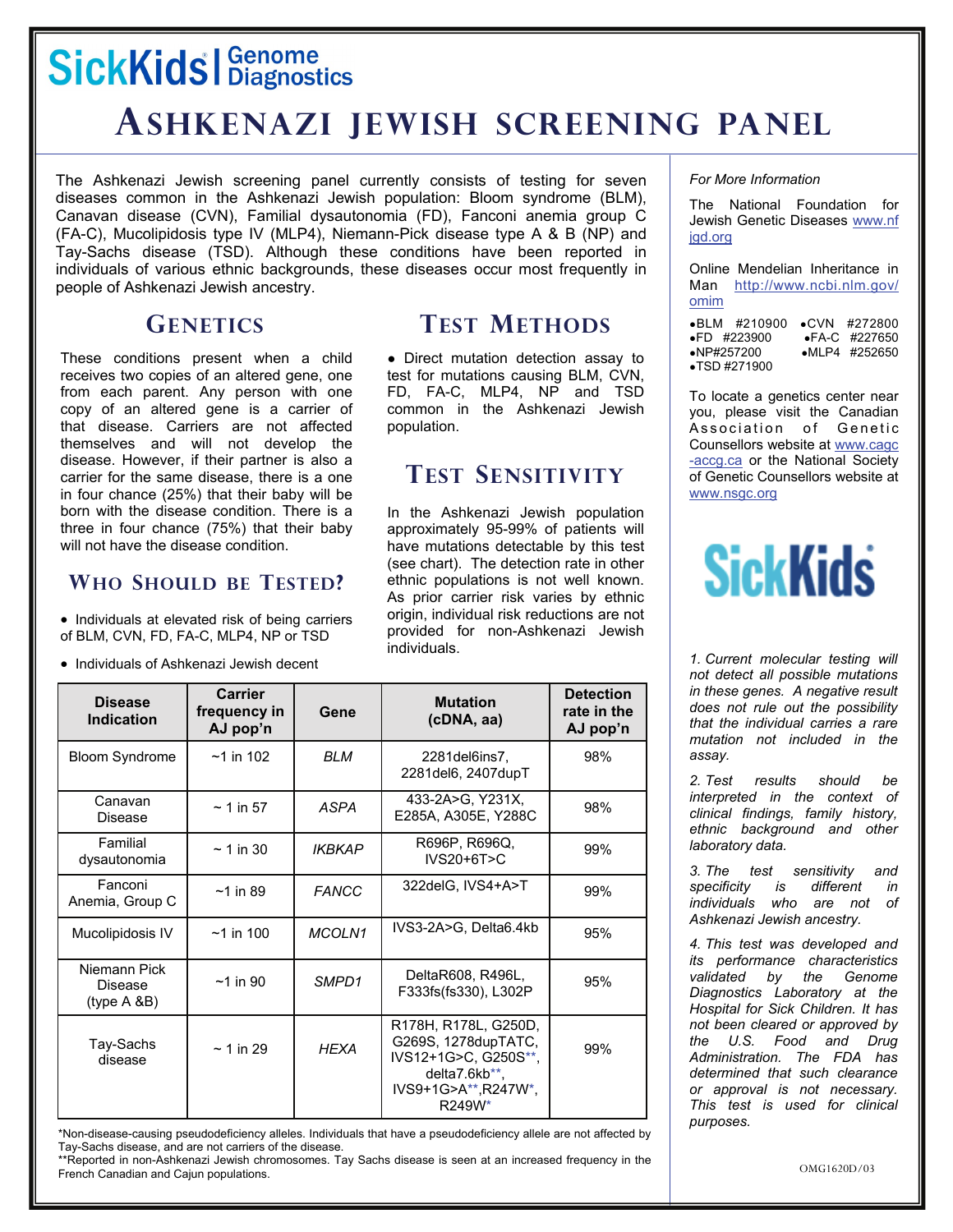SickKids | Genome Diagnostics

# Ashkenazi Jewish Screening Panel

The Ashkenazi Jewish screening panel currently consists of testing for seven diseases common in the Ashkenazi Jewish population: Bloom syndrome (BLM), Canavan disease (CVN), Familial dysautonomia (FD), Fanconi anemia group C (FA-C), Mucolipidosis type IV (MLP4), Niemann-Pick disease type A & B (NP) and Tay-Sachs disease (TSD). Although these conditions have been reported in individuals of various ethnic backgrounds, these diseases occur most frequently in people of Ashkenazi Jewish ancestry.

## Genetics

These conditions present when a child receives two copies of an altered gene, one from each parent. Any person with one copy of an altered gene is a carrier of that disease. Carriers are not affected themselves and will not develop the disease. However, if their partner is also a carrier for the same disease, there is a one in four chance (25%) that their baby will be born with the disease condition. There is a three in four chance (75%) that their baby will not have the disease condition.

## Who Should be Tested?

- Individuals at elevated risk of being carriers of BLM, CVN, FD, FA-C, MLP4, NP or TSD
- Individuals of Ashkenazi Jewish decent

## Test Methods

- Direct mutation detection assay to test for mutations causing BLM, CVN, FD, FA-C, MLP4, NP and TSD common in the Ashkenazi Jewish population.

## Test Sensitivity

In the Ashkenazi Jewish population approximately 95-99% of patients will have mutations detectable by this test (see chart). The detection rate in other ethnic populations is not well known. As prior carrier risk varies by ethnic origin, individual risk reductions are not provided for non-Ashkenazi Jewish individuals.

| Disease Indication | Carrier frequency in AJ pop'n | Gene | Mutation (cDNA, aa) | Detection rate in the AJ pop'n |
|---|---|---|---|---|
| Bloom Syndrome | ~1 in 102 | *BLM* | 2281del6ins7, 2281del6, 2407dupT | 98% |
| Canavan Disease | ~ 1 in 57 | *ASPA* | 433-2A>G, Y231X, E285A, A305E, Y288C | 98% |
| Familial dysautonomia | ~ 1 in 30 | *IKBKAP* | R696P, R696Q, IVS20+6T>C | 99% |
| Fanconi Anemia, Group C | ~1 in 89 | *FANCC* | 322delG, IVS4+A>T | 99% |
| Mucolipidosis IV | ~1 in 100 | *MCOLN1* | IVS3-2A>G, Delta6.4kb | 95% |
| Niemann Pick Disease (type A &B) | ~1 in 90 | *SMPD1* | DeltaR608, R496L, F333fs(fs330), L302P | 95% |
| Tay-Sachs disease | ~ 1 in 29 | *HEXA* | R178H, R178L, G250D, G269S, 1278dupTATC, IVS12+1G>C, G250S**, delta7.6kb**, IVS9+1G>A**, R247W*, R249W* | 99% |

*Non-disease-causing pseudodeficiency alleles. Individuals that have a pseudodeficiency allele are not affected by Tay-Sachs disease, and are not carriers of the disease.

**Reported in non-Ashkenazi Jewish chromosomes. Tay Sachs disease is seen at an increased frequency in the French Canadian and Cajun populations.

*For More Information*

The National Foundation for Jewish Genetic Diseases www.nfjgd.org

Online Mendelian Inheritance in Man http://www.ncbi.nlm.gov/omim

- BLM #210900
- CVN #272800
- FD #223900
- FA-C #227650
- NP #257200
- MLP4 #252650
- TSD #271900

To locate a genetics center near you, please visit the Canadian Association of Genetic Counsellors website at www.cagc-accg.ca or the National Society of Genetic Counsellors website at www.nsgc.org

SickKids

*1. Current molecular testing will not detect all possible mutations in these genes. A negative result does not rule out the possibility that the individual carries a rare mutation not included in the assay.*

*2. Test results should be interpreted in the context of clinical findings, family history, ethnic background and other laboratory data.*

*3. The test sensitivity and specificity is different in individuals who are not of Ashkenazi Jewish ancestry.*

*4. This test was developed and its performance characteristics validated by the Genome Diagnostics Laboratory at the Hospital for Sick Children. It has not been cleared or approved by the U.S. Food and Drug Administration. The FDA has determined that such clearance or approval is not necessary. This test is used for clinical purposes.*

OMG1620D/03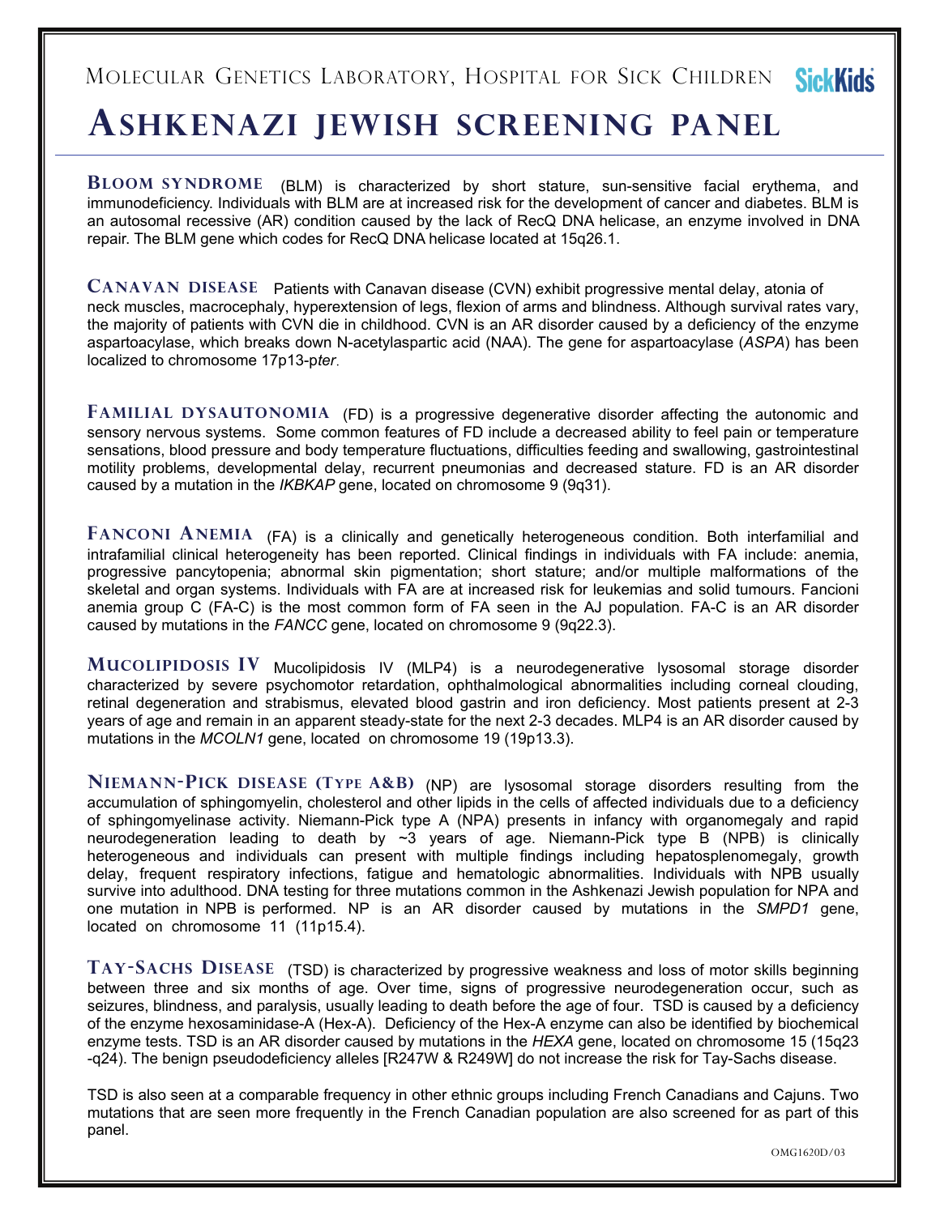Molecular Genetics Laboratory, Hospital for Sick Children **SickKids**

# Ashkenazi Jewish screening panel

**Bloom syndrome** (BLM) is characterized by short stature, sun-sensitive facial erythema, and immunodeficiency. Individuals with BLM are at increased risk for the development of cancer and diabetes. BLM is an autosomal recessive (AR) condition caused by the lack of RecQ DNA helicase, an enzyme involved in DNA repair. The BLM gene which codes for RecQ DNA helicase located at 15q26.1.

**Canavan disease** Patients with Canavan disease (CVN) exhibit progressive mental delay, atonia of neck muscles, macrocephaly, hyperextension of legs, flexion of arms and blindness. Although survival rates vary, the majority of patients with CVN die in childhood. CVN is an AR disorder caused by a deficiency of the enzyme aspartoacylase, which breaks down N-acetylaspartic acid (NAA). The gene for aspartoacylase (*ASPA*) has been localized to chromosome 17p13-p*ter*.

**Familial dysautonomia** (FD) is a progressive degenerative disorder affecting the autonomic and sensory nervous systems. Some common features of FD include a decreased ability to feel pain or temperature sensations, blood pressure and body temperature fluctuations, difficulties feeding and swallowing, gastrointestinal motility problems, developmental delay, recurrent pneumonias and decreased stature. FD is an AR disorder caused by a mutation in the *IKBKAP* gene, located on chromosome 9 (9q31).

**Fanconi Anemia** (FA) is a clinically and genetically heterogeneous condition. Both interfamilial and intrafamilial clinical heterogeneity has been reported. Clinical findings in individuals with FA include: anemia, progressive pancytopenia; abnormal skin pigmentation; short stature; and/or multiple malformations of the skeletal and organ systems. Individuals with FA are at increased risk for leukemias and solid tumours. Fancioni anemia group C (FA-C) is the most common form of FA seen in the AJ population. FA-C is an AR disorder caused by mutations in the *FANCC* gene, located on chromosome 9 (9q22.3).

**Mucolipidosis IV** Mucolipidosis IV (MLP4) is a neurodegenerative lysosomal storage disorder characterized by severe psychomotor retardation, ophthalmological abnormalities including corneal clouding, retinal degeneration and strabismus, elevated blood gastrin and iron deficiency. Most patients present at 2-3 years of age and remain in an apparent steady-state for the next 2-3 decades. MLP4 is an AR disorder caused by mutations in the *MCOLN1* gene, located on chromosome 19 (19p13.3).

**Niemann-Pick disease (Type A&B)** (NP) are lysosomal storage disorders resulting from the accumulation of sphingomyelin, cholesterol and other lipids in the cells of affected individuals due to a deficiency of sphingomyelinase activity. Niemann-Pick type A (NPA) presents in infancy with organomegaly and rapid neurodegeneration leading to death by ~3 years of age. Niemann-Pick type B (NPB) is clinically heterogeneous and individuals can present with multiple findings including hepatosplenomegaly, growth delay, frequent respiratory infections, fatigue and hematologic abnormalities. Individuals with NPB usually survive into adulthood. DNA testing for three mutations common in the Ashkenazi Jewish population for NPA and one mutation in NPB is performed. NP is an AR disorder caused by mutations in the *SMPD1* gene, located on chromosome 11 (11p15.4).

**Tay-Sachs Disease** (TSD) is characterized by progressive weakness and loss of motor skills beginning between three and six months of age. Over time, signs of progressive neurodegeneration occur, such as seizures, blindness, and paralysis, usually leading to death before the age of four. TSD is caused by a deficiency of the enzyme hexosaminidase-A (Hex-A). Deficiency of the Hex-A enzyme can also be identified by biochemical enzyme tests. TSD is an AR disorder caused by mutations in the *HEXA* gene, located on chromosome 15 (15q23 -q24). The benign pseudodeficiency alleles [R247W & R249W] do not increase the risk for Tay-Sachs disease.

TSD is also seen at a comparable frequency in other ethnic groups including French Canadians and Cajuns. Two mutations that are seen more frequently in the French Canadian population are also screened for as part of this panel.

OMG1620D/03